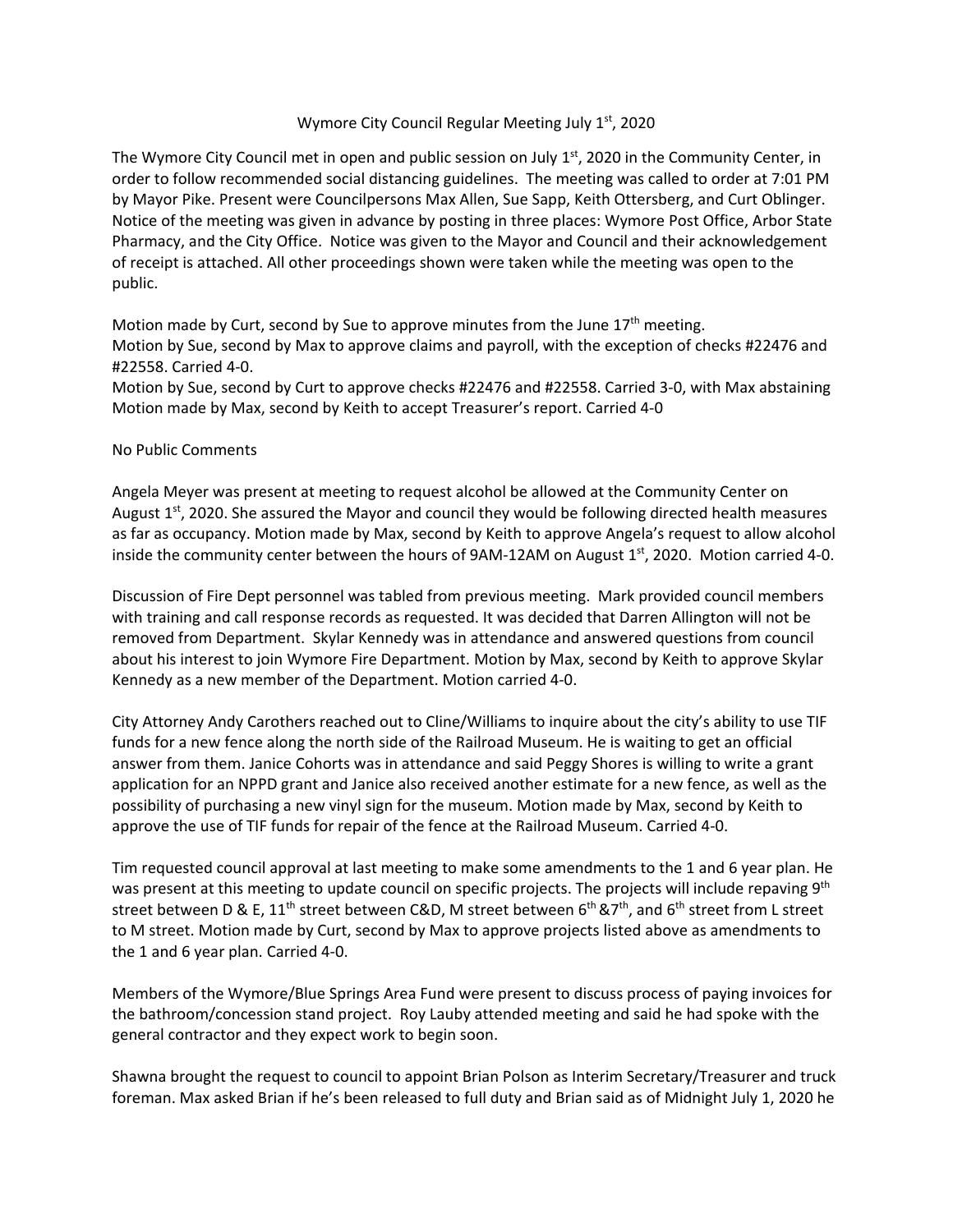# Wymore City Council Regular Meeting July 1st, 2020

The Wymore City Council met in open and public session on July 1st, 2020 in the Community Center, in order to follow recommended social distancing guidelines. The meeting was called to order at 7:01 PM by Mayor Pike. Present were Councilpersons Max Allen, Sue Sapp, Keith Ottersberg, and Curt Oblinger. Notice of the meeting was given in advance by posting in three places: Wymore Post Office, Arbor State Pharmacy, and the City Office. Notice was given to the Mayor and Council and their acknowledgement of receipt is attached. All other proceedings shown were taken while the meeting was open to the public.

Motion made by Curt, second by Sue to approve minutes from the June 17th meeting.
Motion by Sue, second by Max to approve claims and payroll, with the exception of checks #22476 and #22558. Carried 4-0.
Motion by Sue, second by Curt to approve checks #22476 and #22558. Carried 3-0, with Max abstaining
Motion made by Max, second by Keith to accept Treasurer's report. Carried 4-0

No Public Comments

Angela Meyer was present at meeting to request alcohol be allowed at the Community Center on August 1st, 2020. She assured the Mayor and council they would be following directed health measures as far as occupancy. Motion made by Max, second by Keith to approve Angela's request to allow alcohol inside the community center between the hours of 9AM-12AM on August 1st, 2020. Motion carried 4-0.

Discussion of Fire Dept personnel was tabled from previous meeting. Mark provided council members with training and call response records as requested. It was decided that Darren Allington will not be removed from Department. Skylar Kennedy was in attendance and answered questions from council about his interest to join Wymore Fire Department. Motion by Max, second by Keith to approve Skylar Kennedy as a new member of the Department. Motion carried 4-0.

City Attorney Andy Carothers reached out to Cline/Williams to inquire about the city's ability to use TIF funds for a new fence along the north side of the Railroad Museum. He is waiting to get an official answer from them. Janice Cohorts was in attendance and said Peggy Shores is willing to write a grant application for an NPPD grant and Janice also received another estimate for a new fence, as well as the possibility of purchasing a new vinyl sign for the museum. Motion made by Max, second by Keith to approve the use of TIF funds for repair of the fence at the Railroad Museum. Carried 4-0.

Tim requested council approval at last meeting to make some amendments to the 1 and 6 year plan. He was present at this meeting to update council on specific projects. The projects will include repaving 9th street between D & E, 11th street between C&D, M street between 6th &7th, and 6th street from L street to M street. Motion made by Curt, second by Max to approve projects listed above as amendments to the 1 and 6 year plan. Carried 4-0.

Members of the Wymore/Blue Springs Area Fund were present to discuss process of paying invoices for the bathroom/concession stand project. Roy Lauby attended meeting and said he had spoke with the general contractor and they expect work to begin soon.

Shawna brought the request to council to appoint Brian Polson as Interim Secretary/Treasurer and truck foreman. Max asked Brian if he's been released to full duty and Brian said as of Midnight July 1, 2020 he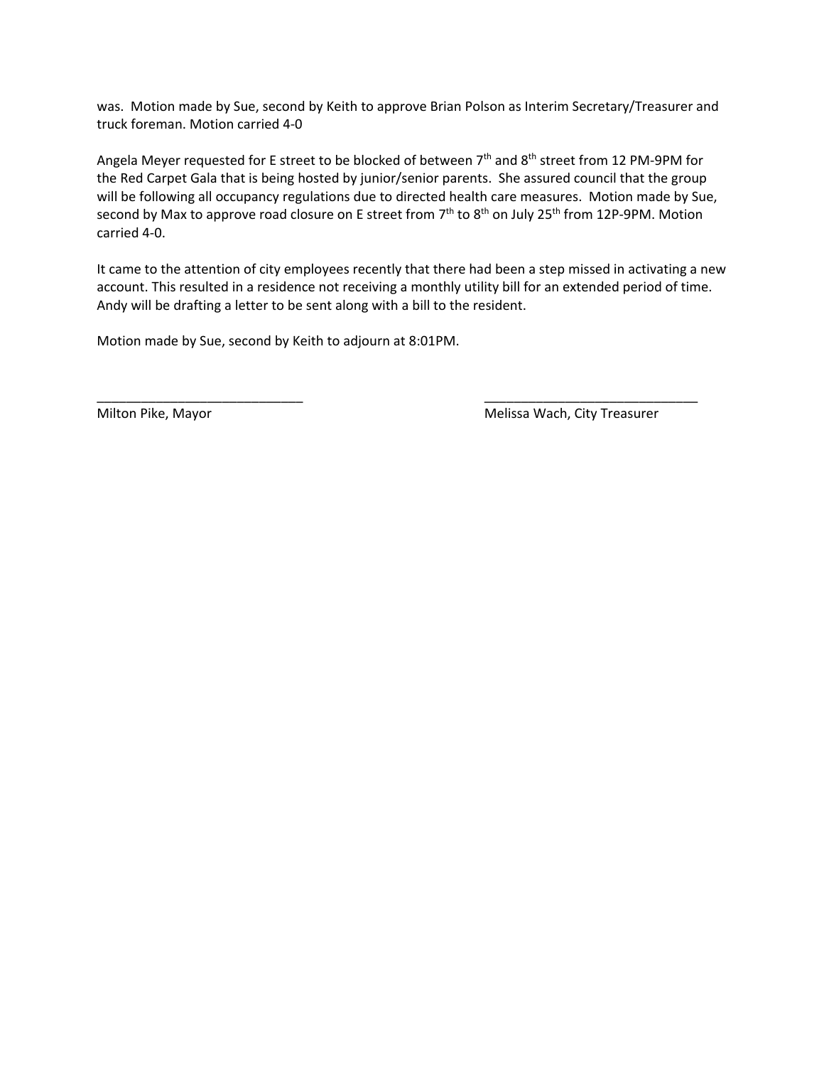was. Motion made by Sue, second by Keith to approve Brian Polson as Interim Secretary/Treasurer and truck foreman. Motion carried 4-0

Angela Meyer requested for E street to be blocked of between 7th and 8th street from 12 PM-9PM for the Red Carpet Gala that is being hosted by junior/senior parents. She assured council that the group will be following all occupancy regulations due to directed health care measures. Motion made by Sue, second by Max to approve road closure on E street from 7th to 8th on July 25th from 12P-9PM. Motion carried 4-0.

It came to the attention of city employees recently that there had been a step missed in activating a new account. This resulted in a residence not receiving a monthly utility bill for an extended period of time. Andy will be drafting a letter to be sent along with a bill to the resident.

Motion made by Sue, second by Keith to adjourn at 8:01PM.

_____________________________ 
Milton Pike, Mayor

_____________________________ 
Melissa Wach, City Treasurer